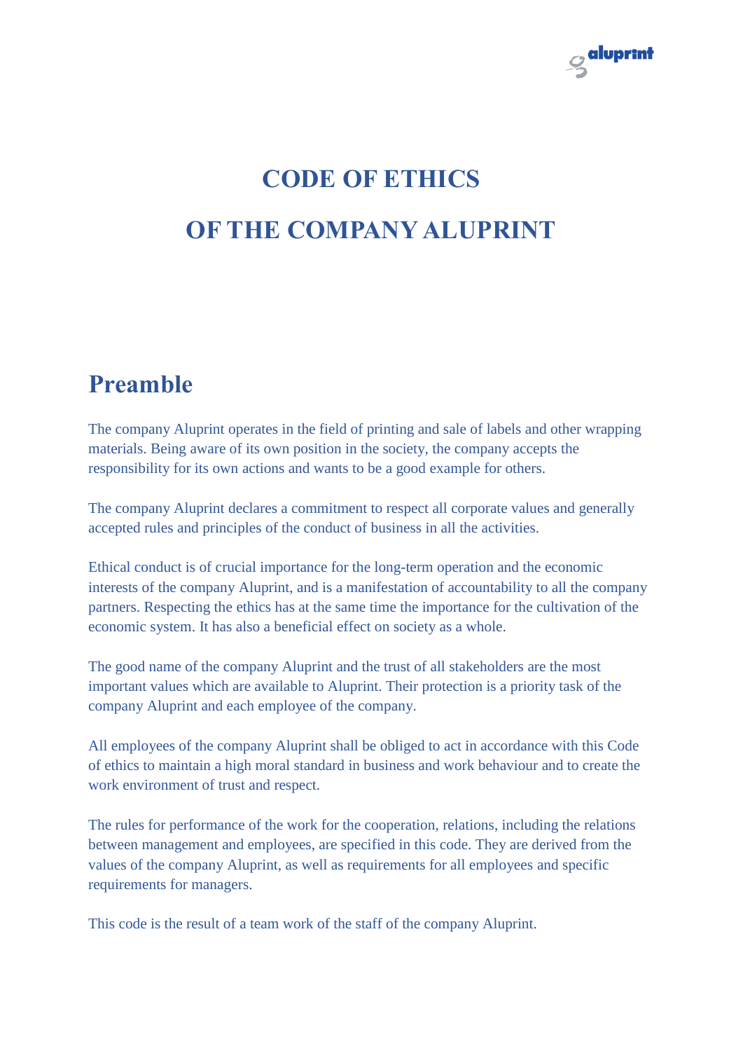# CODE OF ETHICS

# OF THE COMPANY ALUPRINT

## Preamble

The company Aluprint operates in the field of printing and sale of labels and other wrapping materials. Being aware of its own position in the society, the company accepts the responsibility for its own actions and wants to be a good example for others.

The company Aluprint declares a commitment to respect all corporate values and generally accepted rules and principles of the conduct of business in all the activities.

Ethical conduct is of crucial importance for the long-term operation and the economic interests of the company Aluprint, and is a manifestation of accountability to all the company partners. Respecting the ethics has at the same time the importance for the cultivation of the economic system. It has also a beneficial effect on society as a whole.

The good name of the company Aluprint and the trust of all stakeholders are the most important values which are available to Aluprint. Their protection is a priority task of the company Aluprint and each employee of the company.

All employees of the company Aluprint shall be obliged to act in accordance with this Code of ethics to maintain a high moral standard in business and work behaviour and to create the work environment of trust and respect.

The rules for performance of the work for the cooperation, relations, including the relations between management and employees, are specified in this code. They are derived from the values of the company Aluprint, as well as requirements for all employees and specific requirements for managers.

This code is the result of a team work of the staff of the company Aluprint.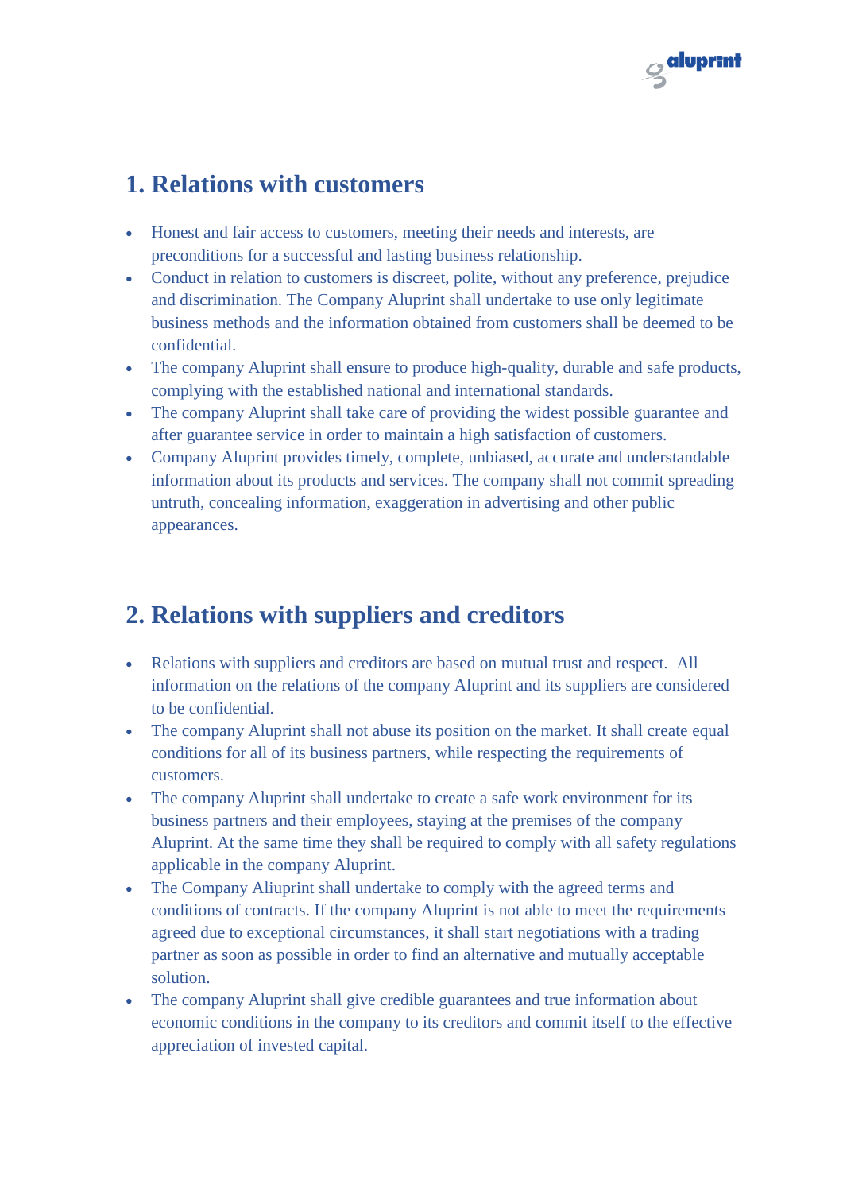## 1. Relations with customers

- Honest and fair access to customers, meeting their needs and interests, are preconditions for a successful and lasting business relationship.
- Conduct in relation to customers is discreet, polite, without any preference, prejudice and discrimination. The Company Aluprint shall undertake to use only legitimate business methods and the information obtained from customers shall be deemed to be confidential.
- The company Aluprint shall ensure to produce high-quality, durable and safe products, complying with the established national and international standards.
- The company Aluprint shall take care of providing the widest possible guarantee and after guarantee service in order to maintain a high satisfaction of customers.
- Company Aluprint provides timely, complete, unbiased, accurate and understandable information about its products and services. The company shall not commit spreading untruth, concealing information, exaggeration in advertising and other public appearances.

## 2. Relations with suppliers and creditors

- Relations with suppliers and creditors are based on mutual trust and respect. All information on the relations of the company Aluprint and its suppliers are considered to be confidential.
- The company Aluprint shall not abuse its position on the market. It shall create equal conditions for all of its business partners, while respecting the requirements of customers.
- The company Aluprint shall undertake to create a safe work environment for its business partners and their employees, staying at the premises of the company Aluprint. At the same time they shall be required to comply with all safety regulations applicable in the company Aluprint.
- The Company Aliuprint shall undertake to comply with the agreed terms and conditions of contracts. If the company Aluprint is not able to meet the requirements agreed due to exceptional circumstances, it shall start negotiations with a trading partner as soon as possible in order to find an alternative and mutually acceptable solution.
- The company Aluprint shall give credible guarantees and true information about economic conditions in the company to its creditors and commit itself to the effective appreciation of invested capital.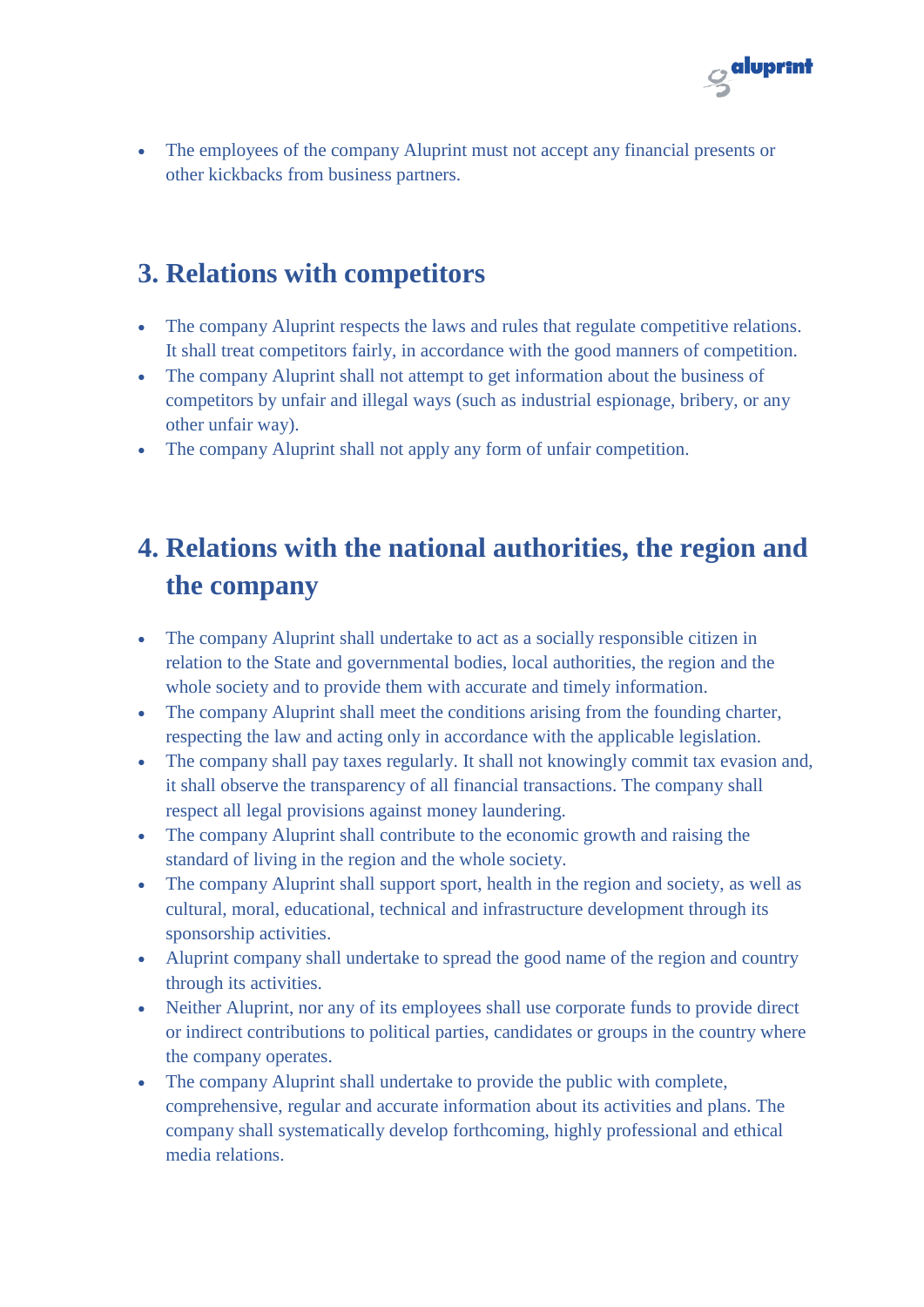- The employees of the company Aluprint must not accept any financial presents or other kickbacks from business partners.

## 3. Relations with competitors

- The company Aluprint respects the laws and rules that regulate competitive relations. It shall treat competitors fairly, in accordance with the good manners of competition.
- The company Aluprint shall not attempt to get information about the business of competitors by unfair and illegal ways (such as industrial espionage, bribery, or any other unfair way).
- The company Aluprint shall not apply any form of unfair competition.

## 4. Relations with the national authorities, the region and the company

- The company Aluprint shall undertake to act as a socially responsible citizen in relation to the State and governmental bodies, local authorities, the region and the whole society and to provide them with accurate and timely information.
- The company Aluprint shall meet the conditions arising from the founding charter, respecting the law and acting only in accordance with the applicable legislation.
- The company shall pay taxes regularly. It shall not knowingly commit tax evasion and, it shall observe the transparency of all financial transactions. The company shall respect all legal provisions against money laundering.
- The company Aluprint shall contribute to the economic growth and raising the standard of living in the region and the whole society.
- The company Aluprint shall support sport, health in the region and society, as well as cultural, moral, educational, technical and infrastructure development through its sponsorship activities.
- Aluprint company shall undertake to spread the good name of the region and country through its activities.
- Neither Aluprint, nor any of its employees shall use corporate funds to provide direct or indirect contributions to political parties, candidates or groups in the country where the company operates.
- The company Aluprint shall undertake to provide the public with complete, comprehensive, regular and accurate information about its activities and plans. The company shall systematically develop forthcoming, highly professional and ethical media relations.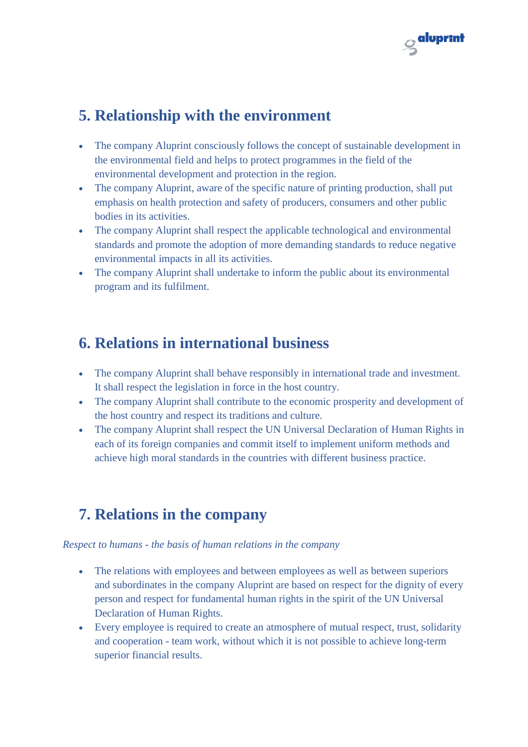## 5. Relationship with the environment

- The company Aluprint consciously follows the concept of sustainable development in the environmental field and helps to protect programmes in the field of the environmental development and protection in the region.
- The company Aluprint, aware of the specific nature of printing production, shall put emphasis on health protection and safety of producers, consumers and other public bodies in its activities.
- The company Aluprint shall respect the applicable technological and environmental standards and promote the adoption of more demanding standards to reduce negative environmental impacts in all its activities.
- The company Aluprint shall undertake to inform the public about its environmental program and its fulfilment.

## 6. Relations in international business

- The company Aluprint shall behave responsibly in international trade and investment. It shall respect the legislation in force in the host country.
- The company Aluprint shall contribute to the economic prosperity and development of the host country and respect its traditions and culture.
- The company Aluprint shall respect the UN Universal Declaration of Human Rights in each of its foreign companies and commit itself to implement uniform methods and achieve high moral standards in the countries with different business practice.

## 7. Relations in the company

*Respect to humans - the basis of human relations in the company*

- The relations with employees and between employees as well as between superiors and subordinates in the company Aluprint are based on respect for the dignity of every person and respect for fundamental human rights in the spirit of the UN Universal Declaration of Human Rights.
- Every employee is required to create an atmosphere of mutual respect, trust, solidarity and cooperation - team work, without which it is not possible to achieve long-term superior financial results.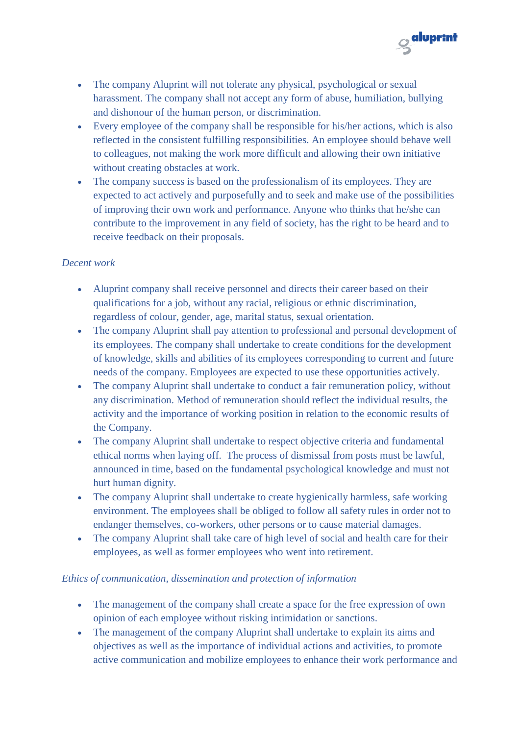- The company Aluprint will not tolerate any physical, psychological or sexual harassment. The company shall not accept any form of abuse, humiliation, bullying and dishonour of the human person, or discrimination.
- Every employee of the company shall be responsible for his/her actions, which is also reflected in the consistent fulfilling responsibilities. An employee should behave well to colleagues, not making the work more difficult and allowing their own initiative without creating obstacles at work.
- The company success is based on the professionalism of its employees. They are expected to act actively and purposefully and to seek and make use of the possibilities of improving their own work and performance. Anyone who thinks that he/she can contribute to the improvement in any field of society, has the right to be heard and to receive feedback on their proposals.

*Decent work*

- Aluprint company shall receive personnel and directs their career based on their qualifications for a job, without any racial, religious or ethnic discrimination, regardless of colour, gender, age, marital status, sexual orientation.
- The company Aluprint shall pay attention to professional and personal development of its employees. The company shall undertake to create conditions for the development of knowledge, skills and abilities of its employees corresponding to current and future needs of the company. Employees are expected to use these opportunities actively.
- The company Aluprint shall undertake to conduct a fair remuneration policy, without any discrimination. Method of remuneration should reflect the individual results, the activity and the importance of working position in relation to the economic results of the Company.
- The company Aluprint shall undertake to respect objective criteria and fundamental ethical norms when laying off. The process of dismissal from posts must be lawful, announced in time, based on the fundamental psychological knowledge and must not hurt human dignity.
- The company Aluprint shall undertake to create hygienically harmless, safe working environment. The employees shall be obliged to follow all safety rules in order not to endanger themselves, co-workers, other persons or to cause material damages.
- The company Aluprint shall take care of high level of social and health care for their employees, as well as former employees who went into retirement.

*Ethics of communication, dissemination and protection of information*

- The management of the company shall create a space for the free expression of own opinion of each employee without risking intimidation or sanctions.
- The management of the company Aluprint shall undertake to explain its aims and objectives as well as the importance of individual actions and activities, to promote active communication and mobilize employees to enhance their work performance and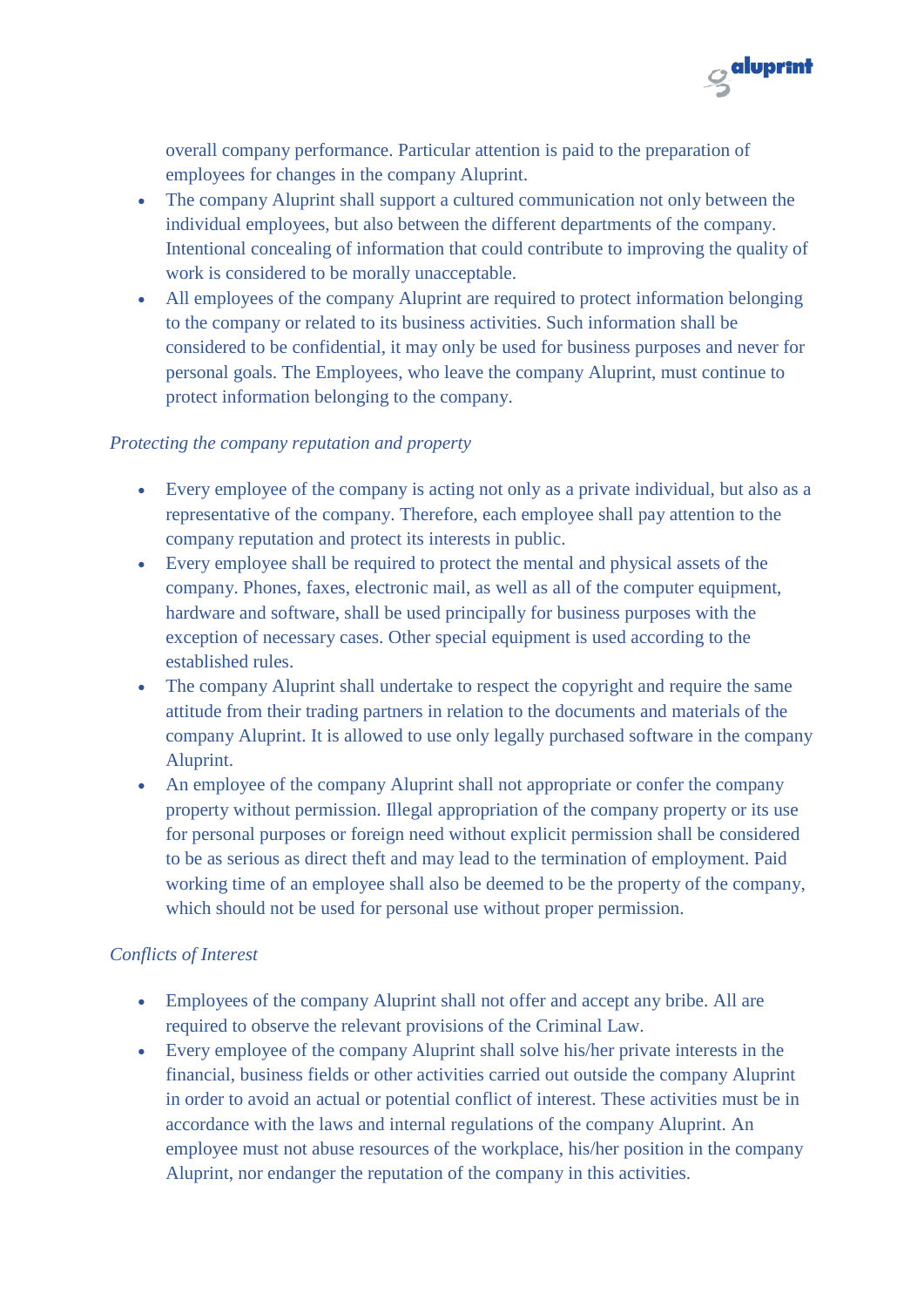overall company performance. Particular attention is paid to the preparation of employees for changes in the company Aluprint.

- The company Aluprint shall support a cultured communication not only between the individual employees, but also between the different departments of the company. Intentional concealing of information that could contribute to improving the quality of work is considered to be morally unacceptable.
- All employees of the company Aluprint are required to protect information belonging to the company or related to its business activities. Such information shall be considered to be confidential, it may only be used for business purposes and never for personal goals. The Employees, who leave the company Aluprint, must continue to protect information belonging to the company.

*Protecting the company reputation and property*

- Every employee of the company is acting not only as a private individual, but also as a representative of the company. Therefore, each employee shall pay attention to the company reputation and protect its interests in public.
- Every employee shall be required to protect the mental and physical assets of the company. Phones, faxes, electronic mail, as well as all of the computer equipment, hardware and software, shall be used principally for business purposes with the exception of necessary cases. Other special equipment is used according to the established rules.
- The company Aluprint shall undertake to respect the copyright and require the same attitude from their trading partners in relation to the documents and materials of the company Aluprint. It is allowed to use only legally purchased software in the company Aluprint.
- An employee of the company Aluprint shall not appropriate or confer the company property without permission. Illegal appropriation of the company property or its use for personal purposes or foreign need without explicit permission shall be considered to be as serious as direct theft and may lead to the termination of employment. Paid working time of an employee shall also be deemed to be the property of the company, which should not be used for personal use without proper permission.

*Conflicts of Interest*

- Employees of the company Aluprint shall not offer and accept any bribe. All are required to observe the relevant provisions of the Criminal Law.
- Every employee of the company Aluprint shall solve his/her private interests in the financial, business fields or other activities carried out outside the company Aluprint in order to avoid an actual or potential conflict of interest. These activities must be in accordance with the laws and internal regulations of the company Aluprint. An employee must not abuse resources of the workplace, his/her position in the company Aluprint, nor endanger the reputation of the company in this activities.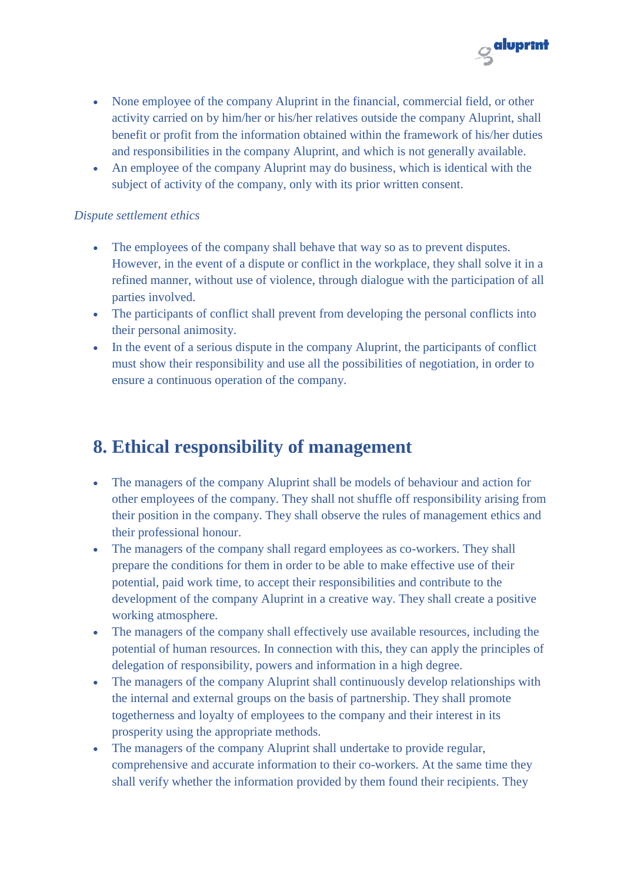- None employee of the company Aluprint in the financial, commercial field, or other activity carried on by him/her or his/her relatives outside the company Aluprint, shall benefit or profit from the information obtained within the framework of his/her duties and responsibilities in the company Aluprint, and which is not generally available.
- An employee of the company Aluprint may do business, which is identical with the subject of activity of the company, only with its prior written consent.

*Dispute settlement ethics*

- The employees of the company shall behave that way so as to prevent disputes. However, in the event of a dispute or conflict in the workplace, they shall solve it in a refined manner, without use of violence, through dialogue with the participation of all parties involved.
- The participants of conflict shall prevent from developing the personal conflicts into their personal animosity.
- In the event of a serious dispute in the company Aluprint, the participants of conflict must show their responsibility and use all the possibilities of negotiation, in order to ensure a continuous operation of the company.

## 8. Ethical responsibility of management

- The managers of the company Aluprint shall be models of behaviour and action for other employees of the company. They shall not shuffle off responsibility arising from their position in the company. They shall observe the rules of management ethics and their professional honour.
- The managers of the company shall regard employees as co-workers. They shall prepare the conditions for them in order to be able to make effective use of their potential, paid work time, to accept their responsibilities and contribute to the development of the company Aluprint in a creative way. They shall create a positive working atmosphere.
- The managers of the company shall effectively use available resources, including the potential of human resources. In connection with this, they can apply the principles of delegation of responsibility, powers and information in a high degree.
- The managers of the company Aluprint shall continuously develop relationships with the internal and external groups on the basis of partnership. They shall promote togetherness and loyalty of employees to the company and their interest in its prosperity using the appropriate methods.
- The managers of the company Aluprint shall undertake to provide regular, comprehensive and accurate information to their co-workers. At the same time they shall verify whether the information provided by them found their recipients. They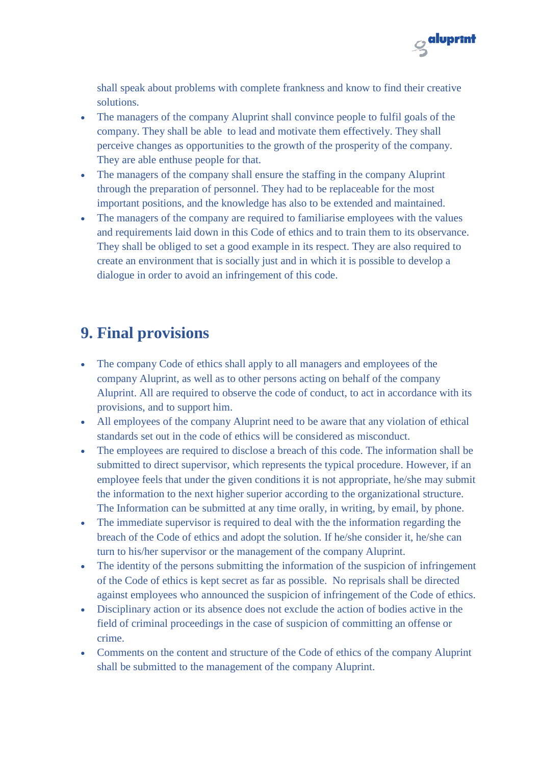shall speak about problems with complete frankness and know to find their creative solutions.

- The managers of the company Aluprint shall convince people to fulfil goals of the company. They shall be able  to lead and motivate them effectively. They shall perceive changes as opportunities to the growth of the prosperity of the company. They are able enthuse people for that.
- The managers of the company shall ensure the staffing in the company Aluprint through the preparation of personnel. They had to be replaceable for the most important positions, and the knowledge has also to be extended and maintained.
- The managers of the company are required to familiarise employees with the values and requirements laid down in this Code of ethics and to train them to its observance. They shall be obliged to set a good example in its respect. They are also required to create an environment that is socially just and in which it is possible to develop a dialogue in order to avoid an infringement of this code.

# 9. Final provisions

- The company Code of ethics shall apply to all managers and employees of the company Aluprint, as well as to other persons acting on behalf of the company Aluprint. All are required to observe the code of conduct, to act in accordance with its provisions, and to support him.
- All employees of the company Aluprint need to be aware that any violation of ethical standards set out in the code of ethics will be considered as misconduct.
- The employees are required to disclose a breach of this code. The information shall be submitted to direct supervisor, which represents the typical procedure. However, if an employee feels that under the given conditions it is not appropriate, he/she may submit the information to the next higher superior according to the organizational structure. The Information can be submitted at any time orally, in writing, by email, by phone.
- The immediate supervisor is required to deal with the the information regarding the breach of the Code of ethics and adopt the solution. If he/she consider it, he/she can turn to his/her supervisor or the management of the company Aluprint.
- The identity of the persons submitting the information of the suspicion of infringement of the Code of ethics is kept secret as far as possible.  No reprisals shall be directed against employees who announced the suspicion of infringement of the Code of ethics.
- Disciplinary action or its absence does not exclude the action of bodies active in the field of criminal proceedings in the case of suspicion of committing an offense or crime.
- Comments on the content and structure of the Code of ethics of the company Aluprint shall be submitted to the management of the company Aluprint.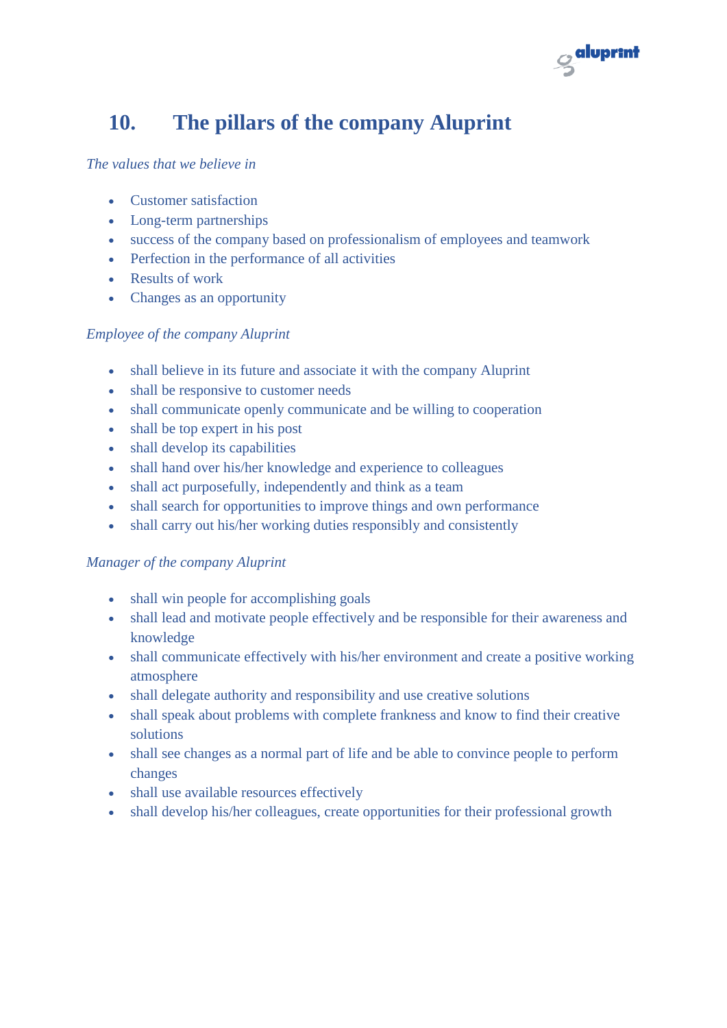## 10. The pillars of the company Aluprint

*The values that we believe in*

- Customer satisfaction
- Long-term partnerships
- success of the company based on professionalism of employees and teamwork
- Perfection in the performance of all activities
- Results of work
- Changes as an opportunity

*Employee of the company Aluprint*

- shall believe in its future and associate it with the company Aluprint
- shall be responsive to customer needs
- shall communicate openly communicate and be willing to cooperation
- shall be top expert in his post
- shall develop its capabilities
- shall hand over his/her knowledge and experience to colleagues
- shall act purposefully, independently and think as a team
- shall search for opportunities to improve things and own performance
- shall carry out his/her working duties responsibly and consistently

*Manager of the company Aluprint*

- shall win people for accomplishing goals
- shall lead and motivate people effectively and be responsible for their awareness and knowledge
- shall communicate effectively with his/her environment and create a positive working atmosphere
- shall delegate authority and responsibility and use creative solutions
- shall speak about problems with complete frankness and know to find their creative solutions
- shall see changes as a normal part of life and be able to convince people to perform changes
- shall use available resources effectively
- shall develop his/her colleagues, create opportunities for their professional growth